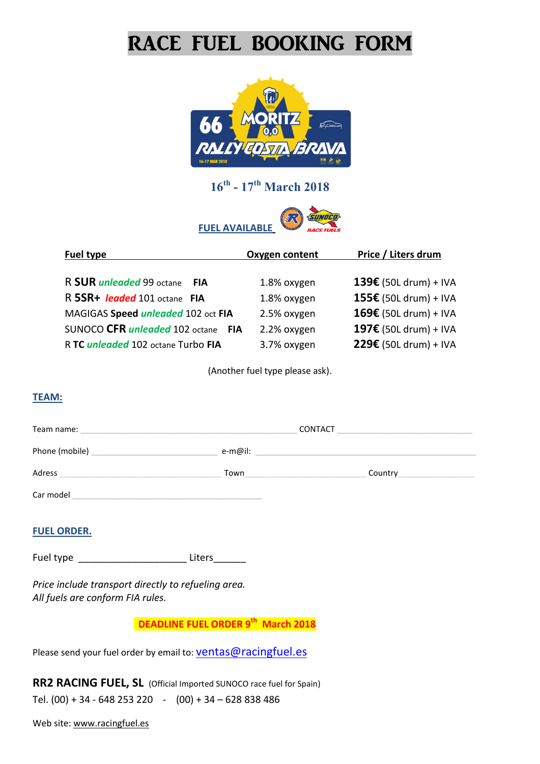# RACE FUEL BOOKING FORM

16th - 17th March 2018

**FUEL AVAILABLE**

| Fuel type | Oxygen content | Price / Liters drum |
| --- | --- | --- |
| R **SUR** ***unleaded*** 99 octane **FIA** | 1.8% oxygen | **139€** (50L drum) + IVA |
| R **5SR+** ***leaded*** 101 octane **FIA** | 1.8% oxygen | **155€** (50L drum) + IVA |
| MAGIGAS **Speed** ***unleaded*** 102 oct **FIA** | 2.5% oxygen | **169€** (50L drum) + IVA |
| SUNOCO **CFR** ***unleaded*** 102 octane **FIA** | 2.2% oxygen | **197€** (50L drum) + IVA |
| R **TC** ***unleaded*** 102 octane Turbo **FIA** | 3.7% oxygen | **229€** (50L drum) + IVA |

(Another fuel type please ask).

## TEAM:

Team name: ______________________________ CONTACT ______________________

Phone (mobile) ____________________ e-m@il: ______________________________

Adress ______________________ Town ____________________ Country ______________

Car model ______________________________

## FUEL ORDER.

Fuel type ____________________ Liters______

*Price include transport directly to refueling area.*
*All fuels are conform FIA rules.*

**DEADLINE FUEL ORDER 9th March 2018**

Please send your fuel order by email to: ventas@racingfuel.es

**RR2 RACING FUEL, SL** (Official Imported SUNOCO race fuel for Spain)
Tel. (00) + 34 - 648 253 220 - (00) + 34 – 628 838 486

Web site: www.racingfuel.es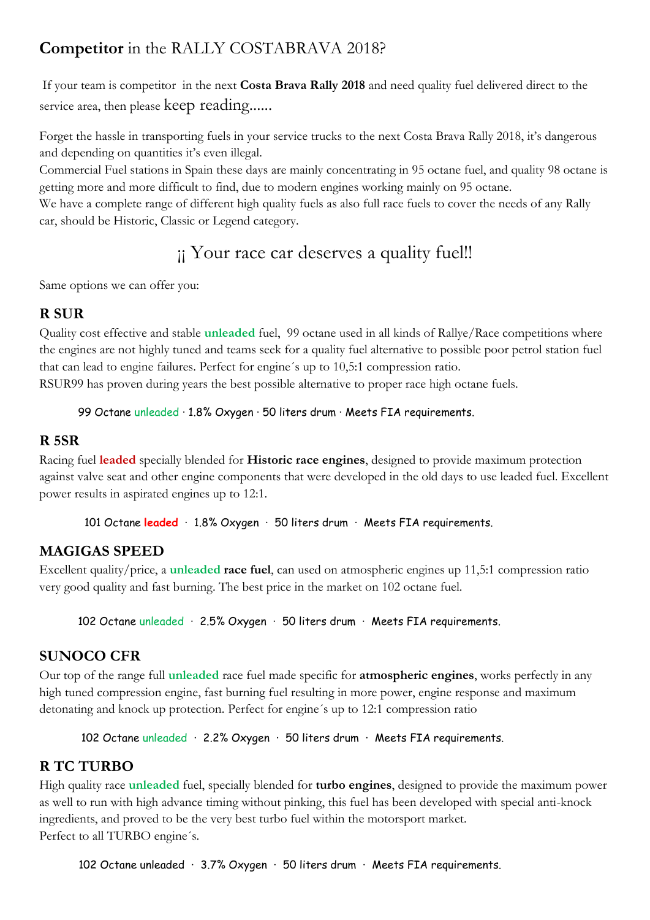# **Competitor** in the RALLY COSTABRAVA 2018?

If your team is competitor in the next **Costa Brava Rally 2018** and need quality fuel delivered direct to the service area, then please keep reading......

Forget the hassle in transporting fuels in your service trucks to the next Costa Brava Rally 2018, it's dangerous and depending on quantities it's even illegal.
Commercial Fuel stations in Spain these days are mainly concentrating in 95 octane fuel, and quality 98 octane is getting more and more difficult to find, due to modern engines working mainly on 95 octane.
We have a complete range of different high quality fuels as also full race fuels to cover the needs of any Rally car, should be Historic, Classic or Legend category.

¡¡ Your race car deserves a quality fuel!!

Same options we can offer you:

## R SUR

Quality cost effective and stable **unleaded** fuel, 99 octane used in all kinds of Rallye/Race competitions where the engines are not highly tuned and teams seek for a quality fuel alternative to possible poor petrol station fuel that can lead to engine failures. Perfect for engine´s up to 10,5:1 compression ratio.
RSUR99 has proven during years the best possible alternative to proper race high octane fuels.

99 Octane unleaded · 1.8% Oxygen · 50 liters drum · Meets FIA requirements.

## R 5SR

Racing fuel **leaded** specially blended for **Historic race engines**, designed to provide maximum protection against valve seat and other engine components that were developed in the old days to use leaded fuel. Excellent power results in aspirated engines up to 12:1.

101 Octane **leaded** · 1.8% Oxygen · 50 liters drum · Meets FIA requirements.

## MAGIGAS SPEED

Excellent quality/price, a **unleaded race fuel**, can used on atmospheric engines up 11,5:1 compression ratio very good quality and fast burning. The best price in the market on 102 octane fuel.

102 Octane unleaded · 2.5% Oxygen · 50 liters drum · Meets FIA requirements.

## SUNOCO CFR

Our top of the range full **unleaded** race fuel made specific for **atmospheric engines**, works perfectly in any high tuned compression engine, fast burning fuel resulting in more power, engine response and maximum detonating and knock up protection. Perfect for engine´s up to 12:1 compression ratio

102 Octane unleaded · 2.2% Oxygen · 50 liters drum · Meets FIA requirements.

## R TC TURBO

High quality race **unleaded** fuel, specially blended for **turbo engines**, designed to provide the maximum power as well to run with high advance timing without pinking, this fuel has been developed with special anti-knock ingredients, and proved to be the very best turbo fuel within the motorsport market.
Perfect to all TURBO engine´s.

102 Octane unleaded · 3.7% Oxygen · 50 liters drum · Meets FIA requirements.